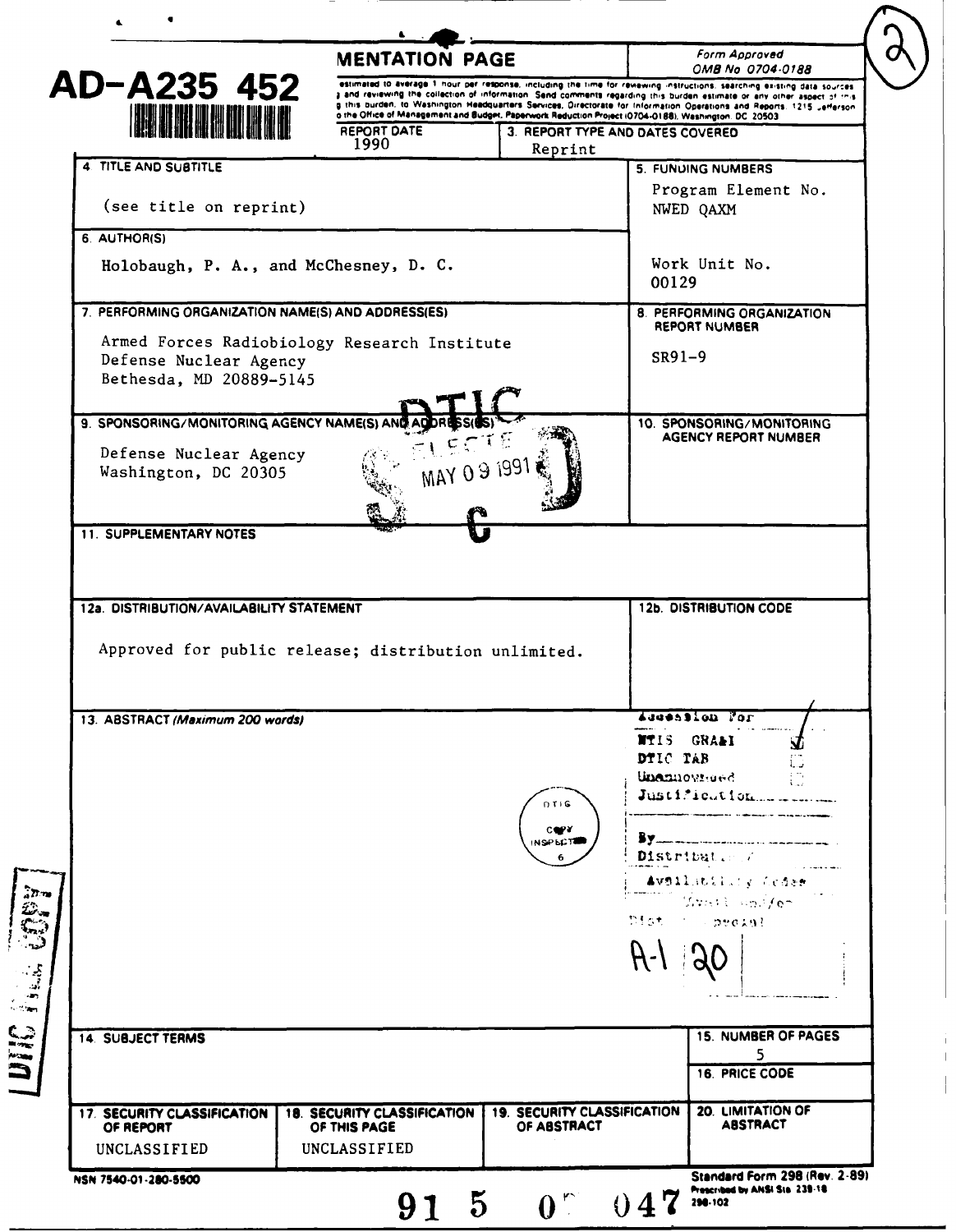AD-A235 452

# REPORT DOCUMENTATION PAGE

Form Approved
OMB No 0704-0188

estimated to average 1 hour per response, including the time for reviewing instructions, searching existing data sources, and reviewing the collection of information. Send comments regarding this burden estimate or any other aspect of this, this burden, to Washington Headquarters Services, Directorate for Information Operations and Reports, 1215 Jefferson, the Office of Management and Budget, Paperwork Reduction Project (0704-0188), Washington, DC 20503

| | |
|---|---|
| 2. REPORT DATE | 1990 |
| 3. REPORT TYPE AND DATES COVERED | Reprint |
| 4. TITLE AND SUBTITLE | (see title on reprint) |
| 5. FUNDING NUMBERS | Program Element No. NWED QAXM<br>Work Unit No. 00129 |
| 6. AUTHOR(S) | Holobaugh, P. A., and McChesney, D. C. |
| 7. PERFORMING ORGANIZATION NAME(S) AND ADDRESS(ES) | Armed Forces Radiobiology Research Institute<br>Defense Nuclear Agency<br>Bethesda, MD 20889-5145 |
| 8. PERFORMING ORGANIZATION REPORT NUMBER | SR91-9 |
| 9. SPONSORING/MONITORING AGENCY NAME(S) AND ADDRESS(ES) | Defense Nuclear Agency<br>Washington, DC 20305 |
| 10. SPONSORING/MONITORING AGENCY REPORT NUMBER | |
| 11. SUPPLEMENTARY NOTES | |
| 12a. DISTRIBUTION/AVAILABILITY STATEMENT | Approved for public release; distribution unlimited. |
| 12b. DISTRIBUTION CODE | |
| 13. ABSTRACT (Maximum 200 words) | |
| 14. SUBJECT TERMS | |
| 15. NUMBER OF PAGES | 5 |
| 16. PRICE CODE | |
| 17. SECURITY CLASSIFICATION OF REPORT | UNCLASSIFIED |
| 18. SECURITY CLASSIFICATION OF THIS PAGE | UNCLASSIFIED |
| 19. SECURITY CLASSIFICATION OF ABSTRACT | |
| 20. LIMITATION OF ABSTRACT | |

DTIC ELECTE MAY 09 1991 S C D

Accession For
NTIS GRA&I ☑
DTIC TAB ☐
Unannounced ☐
Justification
By
Distribution/
Availability Codes
Dist Avail and/or Special
A-1 20

DTIC COPY INSPECTED 6

NSN 7540-01-280-5500

Standard Form 298 (Rev. 2-89)
Prescribed by ANSI Std 239-18
298-102

91 5 07 047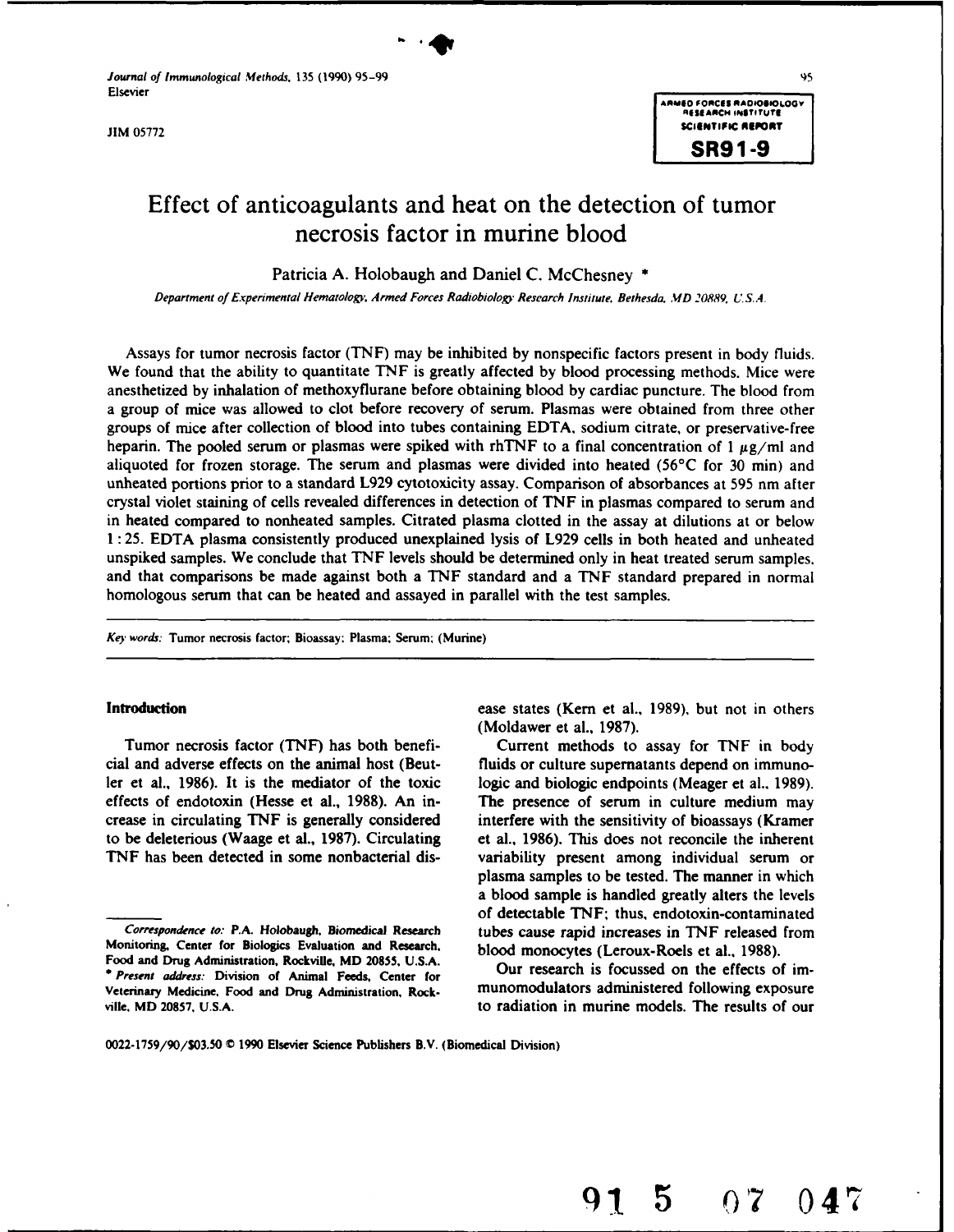Journal of Immunological Methods, 135 (1990) 95–99
Elsevier

JIM 05772

ARMED FORCES RADIOBIOLOGY RESEARCH INSTITUTE
SCIENTIFIC REPORT
**SR91-9**

# Effect of anticoagulants and heat on the detection of tumor necrosis factor in murine blood

Patricia A. Holobaugh and Daniel C. McChesney *

*Department of Experimental Hematology, Armed Forces Radiobiology Research Institute, Bethesda, MD 20889, U.S.A.*

Assays for tumor necrosis factor (TNF) may be inhibited by nonspecific factors present in body fluids. We found that the ability to quantitate TNF is greatly affected by blood processing methods. Mice were anesthetized by inhalation of methoxyflurane before obtaining blood by cardiac puncture. The blood from a group of mice was allowed to clot before recovery of serum. Plasmas were obtained from three other groups of mice after collection of blood into tubes containing EDTA, sodium citrate, or preservative-free heparin. The pooled serum or plasmas were spiked with rhTNF to a final concentration of 1 μg/ml and aliquoted for frozen storage. The serum and plasmas were divided into heated (56°C for 30 min) and unheated portions prior to a standard L929 cytotoxicity assay. Comparison of absorbances at 595 nm after crystal violet staining of cells revealed differences in detection of TNF in plasmas compared to serum and in heated compared to nonheated samples. Citrated plasma clotted in the assay at dilutions at or below 1:25. EDTA plasma consistently produced unexplained lysis of L929 cells in both heated and unheated unspiked samples. We conclude that TNF levels should be determined only in heat treated serum samples, and that comparisons be made against both a TNF standard and a TNF standard prepared in normal homologous serum that can be heated and assayed in parallel with the test samples.

*Key words:* Tumor necrosis factor; Bioassay; Plasma; Serum; (Murine)

## Introduction

Tumor necrosis factor (TNF) has both beneficial and adverse effects on the animal host (Beutler et al., 1986). It is the mediator of the toxic effects of endotoxin (Hesse et al., 1988). An increase in circulating TNF is generally considered to be deleterious (Waage et al., 1987). Circulating TNF has been detected in some nonbacterial disease states (Kern et al., 1989), but not in others (Moldawer et al., 1987).

Current methods to assay for TNF in body fluids or culture supernatants depend on immunologic and biologic endpoints (Meager et al., 1989). The presence of serum in culture medium may interfere with the sensitivity of bioassays (Kramer et al., 1986). This does not reconcile the inherent variability present among individual serum or plasma samples to be tested. The manner in which a blood sample is handled greatly alters the levels of detectable TNF; thus, endotoxin-contaminated tubes cause rapid increases in TNF released from blood monocytes (Leroux-Roels et al., 1988).

Our research is focussed on the effects of immunomodulators administered following exposure to radiation in murine models. The results of our

*Correspondence to:* P.A. Holobaugh, Biomedical Research Monitoring, Center for Biologics Evaluation and Research, Food and Drug Administration, Rockville, MD 20855, U.S.A.
* *Present address:* Division of Animal Feeds, Center for Veterinary Medicine, Food and Drug Administration, Rockville, MD 20857, U.S.A.

0022-1759/90/$03.50 © 1990 Elsevier Science Publishers B.V. (Biomedical Division)

91 5 07 047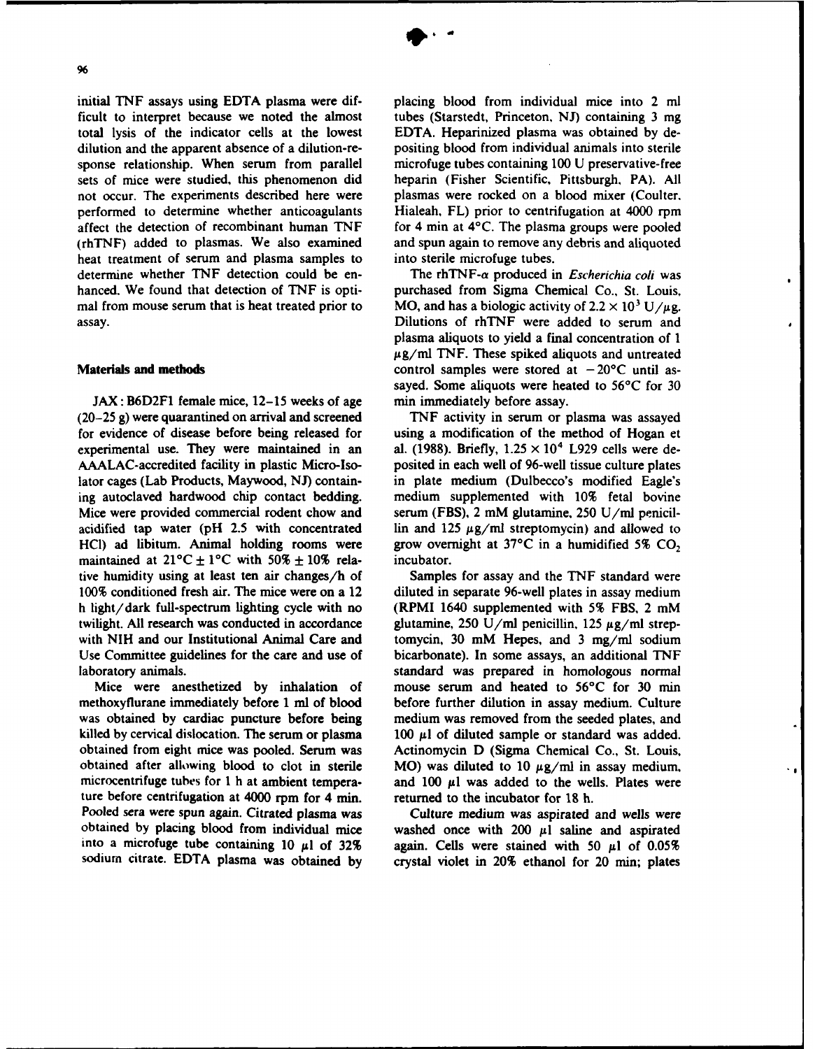initial TNF assays using EDTA plasma were difficult to interpret because we noted the almost total lysis of the indicator cells at the lowest dilution and the apparent absence of a dilution-response relationship. When serum from parallel sets of mice were studied, this phenomenon did not occur. The experiments described here were performed to determine whether anticoagulants affect the detection of recombinant human TNF (rhTNF) added to plasmas. We also examined heat treatment of serum and plasma samples to determine whether TNF detection could be enhanced. We found that detection of TNF is optimal from mouse serum that is heat treated prior to assay.

## Materials and methods

JAX: B6D2F1 female mice, 12–15 weeks of age (20–25 g) were quarantined on arrival and screened for evidence of disease before being released for experimental use. They were maintained in an AAALAC-accredited facility in plastic Micro-Isolator cages (Lab Products, Maywood, NJ) containing autoclaved hardwood chip contact bedding. Mice were provided commercial rodent chow and acidified tap water (pH 2.5 with concentrated HCl) ad libitum. Animal holding rooms were maintained at 21°C ± 1°C with 50% ± 10% relative humidity using at least ten air changes/h of 100% conditioned fresh air. The mice were on a 12 h light/dark full-spectrum lighting cycle with no twilight. All research was conducted in accordance with NIH and our Institutional Animal Care and Use Committee guidelines for the care and use of laboratory animals.

Mice were anesthetized by inhalation of methoxyflurane immediately before 1 ml of blood was obtained by cardiac puncture before being killed by cervical dislocation. The serum or plasma obtained from eight mice was pooled. Serum was obtained after allowing blood to clot in sterile microcentrifuge tubes for 1 h at ambient temperature before centrifugation at 4000 rpm for 4 min. Pooled sera were spun again. Citrated plasma was obtained by placing blood from individual mice into a microfuge tube containing 10 μl of 32% sodium citrate. EDTA plasma was obtained by placing blood from individual mice into 2 ml tubes (Starstedt, Princeton, NJ) containing 3 mg EDTA. Heparinized plasma was obtained by depositing blood from individual animals into sterile microfuge tubes containing 100 U preservative-free heparin (Fisher Scientific, Pittsburgh, PA). All plasmas were rocked on a blood mixer (Coulter, Hialeah, FL) prior to centrifugation at 4000 rpm for 4 min at 4°C. The plasma groups were pooled and spun again to remove any debris and aliquoted into sterile microfuge tubes.

The rhTNF-α produced in *Escherichia coli* was purchased from Sigma Chemical Co., St. Louis, MO, and has a biologic activity of $2.2 \times 10^3$ U/μg. Dilutions of rhTNF were added to serum and plasma aliquots to yield a final concentration of 1 μg/ml TNF. These spiked aliquots and untreated control samples were stored at −20°C until assayed. Some aliquots were heated to 56°C for 30 min immediately before assay.

TNF activity in serum or plasma was assayed using a modification of the method of Hogan et al. (1988). Briefly, $1.25 \times 10^4$ L929 cells were deposited in each well of 96-well tissue culture plates in plate medium (Dulbecco's modified Eagle's medium supplemented with 10% fetal bovine serum (FBS), 2 mM glutamine, 250 U/ml penicillin and 125 μg/ml streptomycin) and allowed to grow overnight at 37°C in a humidified 5% $CO_2$ incubator.

Samples for assay and the TNF standard were diluted in separate 96-well plates in assay medium (RPMI 1640 supplemented with 5% FBS, 2 mM glutamine, 250 U/ml penicillin, 125 μg/ml streptomycin, 30 mM Hepes, and 3 mg/ml sodium bicarbonate). In some assays, an additional TNF standard was prepared in homologous normal mouse serum and heated to 56°C for 30 min before further dilution in assay medium. Culture medium was removed from the seeded plates, and 100 μl of diluted sample or standard was added. Actinomycin D (Sigma Chemical Co., St. Louis, MO) was diluted to 10 μg/ml in assay medium, and 100 μl was added to the wells. Plates were returned to the incubator for 18 h.

Culture medium was aspirated and wells were washed once with 200 μl saline and aspirated again. Cells were stained with 50 μl of 0.05% crystal violet in 20% ethanol for 20 min; plates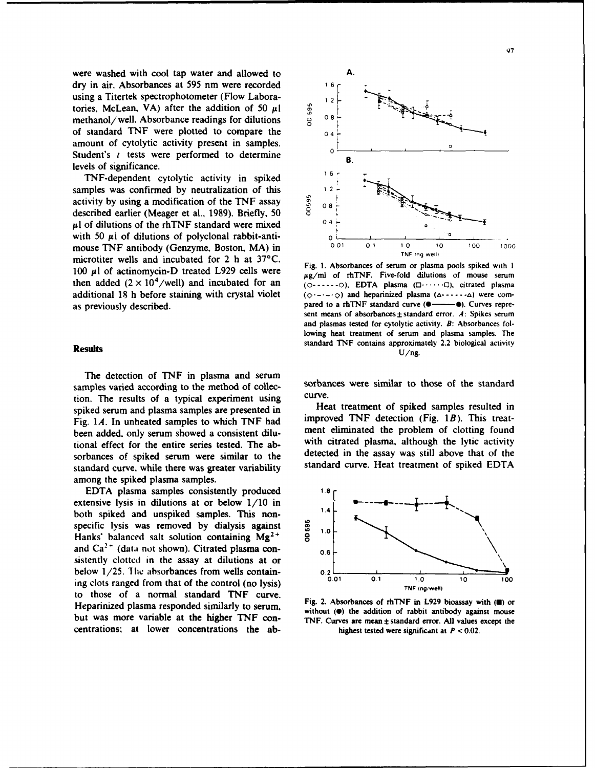were washed with cool tap water and allowed to dry in air. Absorbances at 595 nm were recorded using a Titertek spectrophotometer (Flow Laboratories, McLean, VA) after the addition of 50 μl methanol/well. Absorbance readings for dilutions of standard TNF were plotted to compare the amount of cytolytic activity present in samples. Student's *t* tests were performed to determine levels of significance.

TNF-dependent cytolytic activity in spiked samples was confirmed by neutralization of this activity by using a modification of the TNF assay described earlier (Meager et al., 1989). Briefly, 50 μl of dilutions of the rhTNF standard were mixed with 50 μl of dilutions of polyclonal rabbit-anti-mouse TNF antibody (Genzyme, Boston, MA) in microtiter wells and incubated for 2 h at 37°C. 100 μl of actinomycin-D treated L929 cells were then added ($2 \times 10^4$/well) and incubated for an additional 18 h before staining with crystal violet as previously described.

Fig. 1. Absorbances of serum or plasma pools spiked with 1 μg/ml of rhTNF. Five-fold dilutions of mouse serum (○------○), EDTA plasma (□······□), citrated plasma (◇·-·-·◇) and heparinized plasma (△------△) were compared to a rhTNF standard curve (●——●). Curves represent means of absorbances ± standard error. *A*: Spikes serum and plasmas tested for cytolytic activity. *B*: Absorbances following heat treatment of serum and plasma samples. The standard TNF contains approximately 2.2 biological activity U/ng.

## Results

The detection of TNF in plasma and serum samples varied according to the method of collection. The results of a typical experiment using spiked serum and plasma samples are presented in Fig. 1*A*. In unheated samples to which TNF had been added, only serum showed a consistent dilutional effect for the entire series tested. The absorbances of spiked serum were similar to the standard curve, while there was greater variability among the spiked plasma samples.

EDTA plasma samples consistently produced extensive lysis in dilutions at or below 1/10 in both spiked and unspiked samples. This non-specific lysis was removed by dialysis against Hanks' balanced salt solution containing $Mg^{2+}$ and $Ca^{2+}$ (data not shown). Citrated plasma consistently clotted in the assay at dilutions at or below 1/25. The absorbances from wells containing clots ranged from that of the control (no lysis) to those of a normal standard TNF curve. Heparinized plasma responded similarly to serum, but was more variable at the higher TNF concentrations; at lower concentrations the absorbances were similar to those of the standard curve.

Heat treatment of spiked samples resulted in improved TNF detection (Fig. 1*B*). This treatment eliminated the problem of clotting found with citrated plasma, although the lytic activity detected in the assay was still above that of the standard curve. Heat treatment of spiked EDTA

Fig. 2. Absorbances of rhTNF in L929 bioassay with (■) or without (●) the addition of rabbit antibody against mouse TNF. Curves are mean ± standard error. All values except the highest tested were significant at $P < 0.02$.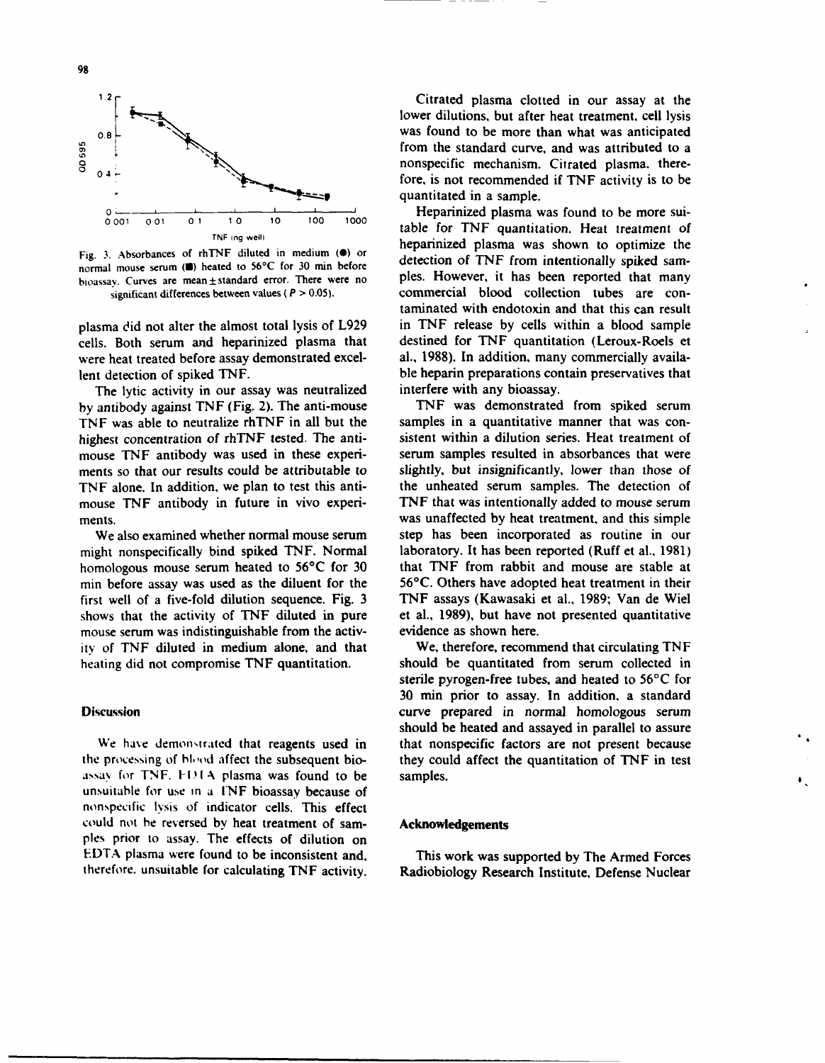Fig. 3. Absorbances of rhTNF diluted in medium (●) or normal mouse serum (■) heated to 56°C for 30 min before bioassay. Curves are mean ± standard error. There were no significant differences between values ($P > 0.05$).

plasma did not alter the almost total lysis of L929 cells. Both serum and heparinized plasma that were heat treated before assay demonstrated excellent detection of spiked TNF.

The lytic activity in our assay was neutralized by antibody against TNF (Fig. 2). The anti-mouse TNF was able to neutralize rhTNF in all but the highest concentration of rhTNF tested. The anti-mouse TNF antibody was used in these experiments so that our results could be attributable to TNF alone. In addition, we plan to test this anti-mouse TNF antibody in future in vivo experiments.

We also examined whether normal mouse serum might nonspecifically bind spiked TNF. Normal homologous mouse serum heated to 56°C for 30 min before assay was used as the diluent for the first well of a five-fold dilution sequence. Fig. 3 shows that the activity of TNF diluted in pure mouse serum was indistinguishable from the activity of TNF diluted in medium alone, and that heating did not compromise TNF quantitation.

## Discussion

We have demonstrated that reagents used in the processing of blood affect the subsequent bioassay for TNF. EDTA plasma was found to be unsuitable for use in a TNF bioassay because of nonspecific lysis of indicator cells. This effect could not be reversed by heat treatment of samples prior to assay. The effects of dilution on EDTA plasma were found to be inconsistent and, therefore, unsuitable for calculating TNF activity.

Citrated plasma clotted in our assay at the lower dilutions, but after heat treatment, cell lysis was found to be more than what was anticipated from the standard curve, and was attributed to a nonspecific mechanism. Citrated plasma, therefore, is not recommended if TNF activity is to be quantitated in a sample.

Heparinized plasma was found to be more suitable for TNF quantitation. Heat treatment of heparinized plasma was shown to optimize the detection of TNF from intentionally spiked samples. However, it has been reported that many commercial blood collection tubes are contaminated with endotoxin and that this can result in TNF release by cells within a blood sample destined for TNF quantitation (Leroux-Roels et al., 1988). In addition, many commercially available heparin preparations contain preservatives that interfere with any bioassay.

TNF was demonstrated from spiked serum samples in a quantitative manner that was consistent within a dilution series. Heat treatment of serum samples resulted in absorbances that were slightly, but insignificantly, lower than those of the unheated serum samples. The detection of TNF that was intentionally added to mouse serum was unaffected by heat treatment, and this simple step has been incorporated as routine in our laboratory. It has been reported (Ruff et al., 1981) that TNF from rabbit and mouse are stable at 56°C. Others have adopted heat treatment in their TNF assays (Kawasaki et al., 1989; Van de Wiel et al., 1989), but have not presented quantitative evidence as shown here.

We, therefore, recommend that circulating TNF should be quantitated from serum collected in sterile pyrogen-free tubes, and heated to 56°C for 30 min prior to assay. In addition, a standard curve prepared in normal homologous serum should be heated and assayed in parallel to assure that nonspecific factors are not present because they could affect the quantitation of TNF in test samples.

## Acknowledgements

This work was supported by The Armed Forces Radiobiology Research Institute, Defense Nuclear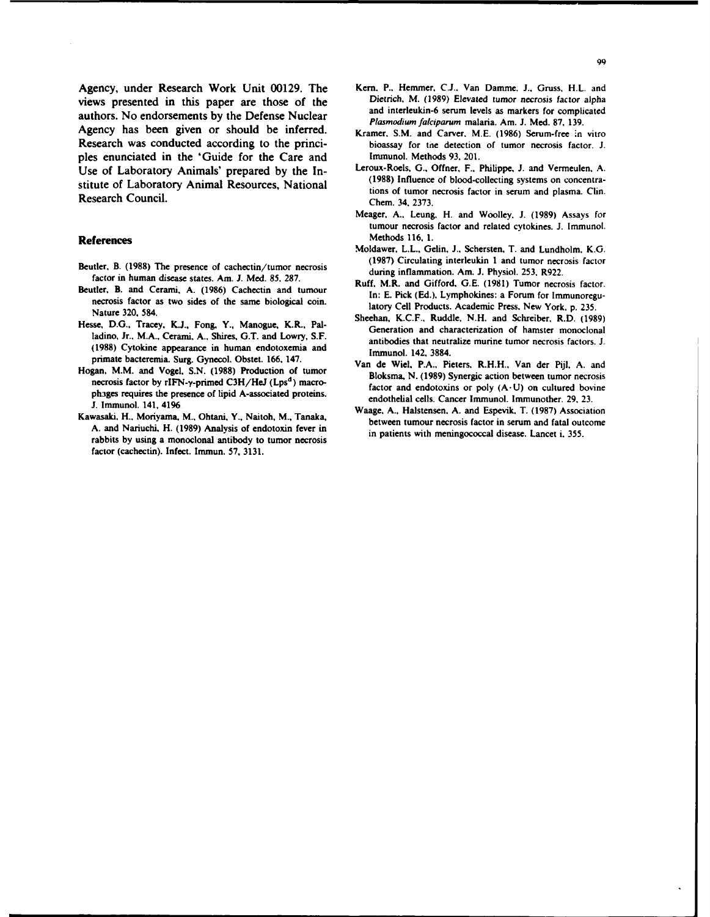Agency, under Research Work Unit 00129. The views presented in this paper are those of the authors. No endorsements by the Defense Nuclear Agency has been given or should be inferred. Research was conducted according to the principles enunciated in the 'Guide for the Care and Use of Laboratory Animals' prepared by the Institute of Laboratory Animal Resources, National Research Council.

## References

Beutler, B. (1988) The presence of cachectin/tumor necrosis factor in human disease states. Am. J. Med. 85, 287.

Beutler, B. and Cerami, A. (1986) Cachectin and tumour necrosis factor as two sides of the same biological coin. Nature 320, 584.

Hesse, D.G., Tracey, K.J., Fong, Y., Manogue, K.R., Palladino, Jr., M.A., Cerami, A., Shires, G.T. and Lowry, S.F. (1988) Cytokine appearance in human endotoxemia and primate bacteremia. Surg. Gynecol. Obstet. 166, 147.

Hogan, M.M. and Vogel, S.N. (1988) Production of tumor necrosis factor by rIFN-γ-primed C3H/HeJ ($Lps^d$) macrophages requires the presence of lipid A-associated proteins. J. Immunol. 141, 4196

Kawasaki, H., Moriyama, M., Ohtani, Y., Naitoh, M., Tanaka, A. and Nariuchi, H. (1989) Analysis of endotoxin fever in rabbits by using a monoclonal antibody to tumor necrosis factor (cachectin). Infect. Immun. 57, 3131.

Kern, P., Hemmer, C.J., Van Damme, J., Gruss, H.L. and Dietrich, M. (1989) Elevated tumor necrosis factor alpha and interleukin-6 serum levels as markers for complicated *Plasmodium falciparum* malaria. Am. J. Med. 87, 139.

Kramer, S.M. and Carver, M.E. (1986) Serum-free in vitro bioassay for the detection of tumor necrosis factor. J. Immunol. Methods 93, 201.

Leroux-Roels, G., Offner, F., Philippe, J. and Vermeulen, A. (1988) Influence of blood-collecting systems on concentrations of tumor necrosis factor in serum and plasma. Clin. Chem. 34, 2373.

Meager, A., Leung, H. and Woolley, J. (1989) Assays for tumour necrosis factor and related cytokines. J. Immunol. Methods 116, 1.

Moldawer, L.L., Gelin, J., Schersten, T. and Lundholm, K.G. (1987) Circulating interleukin 1 and tumor necrosis factor during inflammation. Am. J. Physiol. 253, R922.

Ruff, M.R. and Gifford, G.E. (1981) Tumor necrosis factor. In: E. Pick (Ed.), Lymphokines: a Forum for Immunoregulatory Cell Products. Academic Press, New York, p. 235.

Sheehan, K.C.F., Ruddle, N.H. and Schreiber, R.D. (1989) Generation and characterization of hamster monoclonal antibodies that neutralize murine tumor necrosis factors. J. Immunol. 142, 3884.

Van de Wiel, P.A., Pieters, R.H.H., Van der Pijl, A. and Bloksma, N. (1989) Synergic action between tumor necrosis factor and endotoxins or poly (A·U) on cultured bovine endothelial cells. Cancer Immunol. Immunother. 29, 23.

Waage, A., Halstensen, A. and Espevik, T. (1987) Association between tumour necrosis factor in serum and fatal outcome in patients with meningococcal disease. Lancet i, 355.